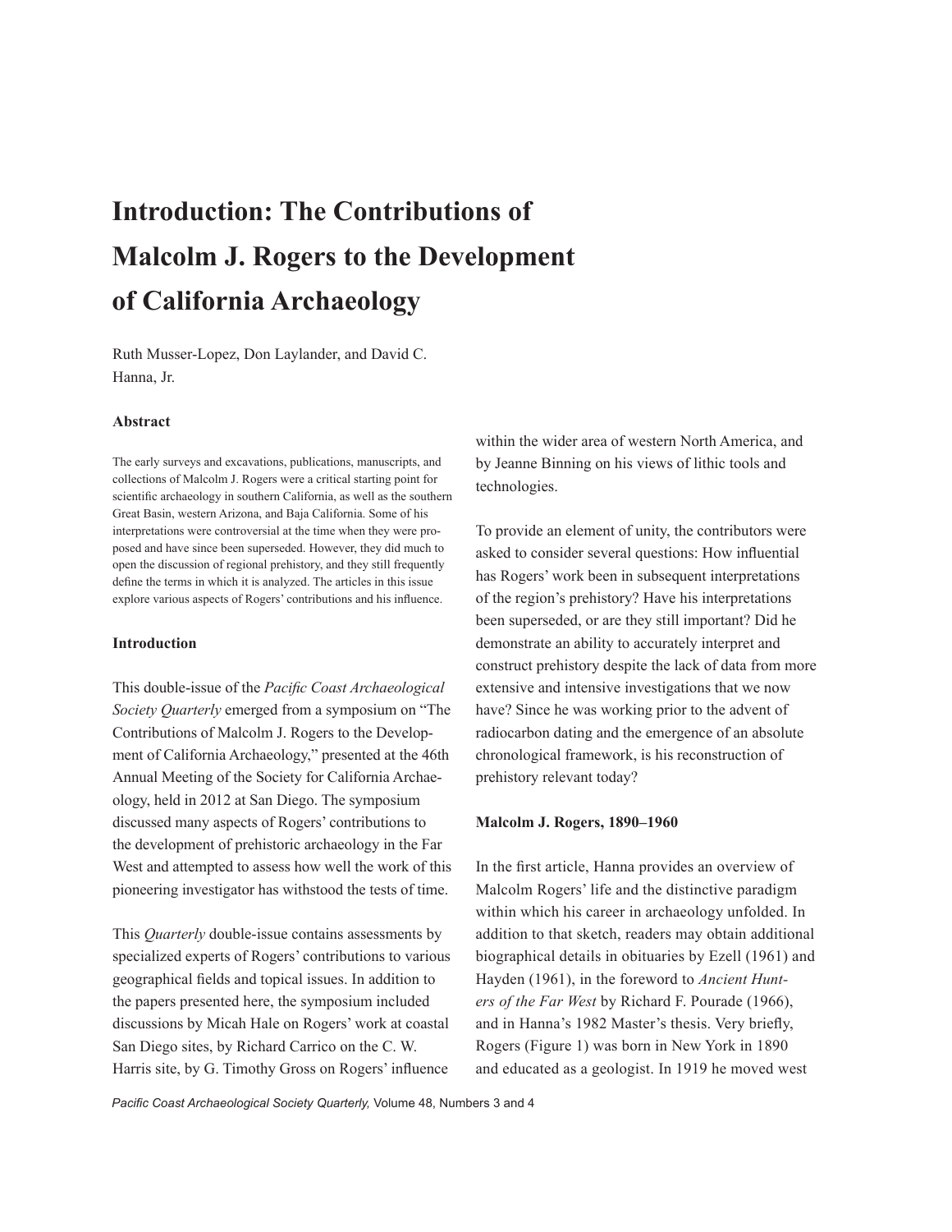# Introduction: The Contributions of Malcolm J. Rogers to the Development of California Archaeology

Ruth Musser-Lopez, Don Laylander, and David C. Hanna, Jr.

### Abstract

The early surveys and excavations, publications, manuscripts, and collections of Malcolm J. Rogers were a critical starting point for scientific archaeology in southern California, as well as the southern Great Basin, western Arizona, and Baja California. Some of his interpretations were controversial at the time when they were proposed and have since been superseded. However, they did much to open the discussion of regional prehistory, and they still frequently define the terms in which it is analyzed. The articles in this issue explore various aspects of Rogers' contributions and his influence.

### Introduction

This double-issue of the *Pacific Coast Archaeological Society Quarterly* emerged from a symposium on "The Contributions of Malcolm J. Rogers to the Development of California Archaeology," presented at the 46th Annual Meeting of the Society for California Archaeology, held in 2012 at San Diego. The symposium discussed many aspects of Rogers' contributions to the development of prehistoric archaeology in the Far West and attempted to assess how well the work of this pioneering investigator has withstood the tests of time.

This *Quarterly* double-issue contains assessments by specialized experts of Rogers' contributions to various geographical fields and topical issues. In addition to the papers presented here, the symposium included discussions by Micah Hale on Rogers' work at coastal San Diego sites, by Richard Carrico on the C. W. Harris site, by G. Timothy Gross on Rogers' influence within the wider area of western North America, and by Jeanne Binning on his views of lithic tools and technologies.

To provide an element of unity, the contributors were asked to consider several questions: How influential has Rogers' work been in subsequent interpretations of the region's prehistory? Have his interpretations been superseded, or are they still important? Did he demonstrate an ability to accurately interpret and construct prehistory despite the lack of data from more extensive and intensive investigations that we now have? Since he was working prior to the advent of radiocarbon dating and the emergence of an absolute chronological framework, is his reconstruction of prehistory relevant today?

### Malcolm J. Rogers, 1890–1960

In the first article, Hanna provides an overview of Malcolm Rogers' life and the distinctive paradigm within which his career in archaeology unfolded. In addition to that sketch, readers may obtain additional biographical details in obituaries by Ezell (1961) and Hayden (1961), in the foreword to *Ancient Hunters of the Far West* by Richard F. Pourade (1966), and in Hanna's 1982 Master's thesis. Very briefly, Rogers (Figure 1) was born in New York in 1890 and educated as a geologist. In 1919 he moved west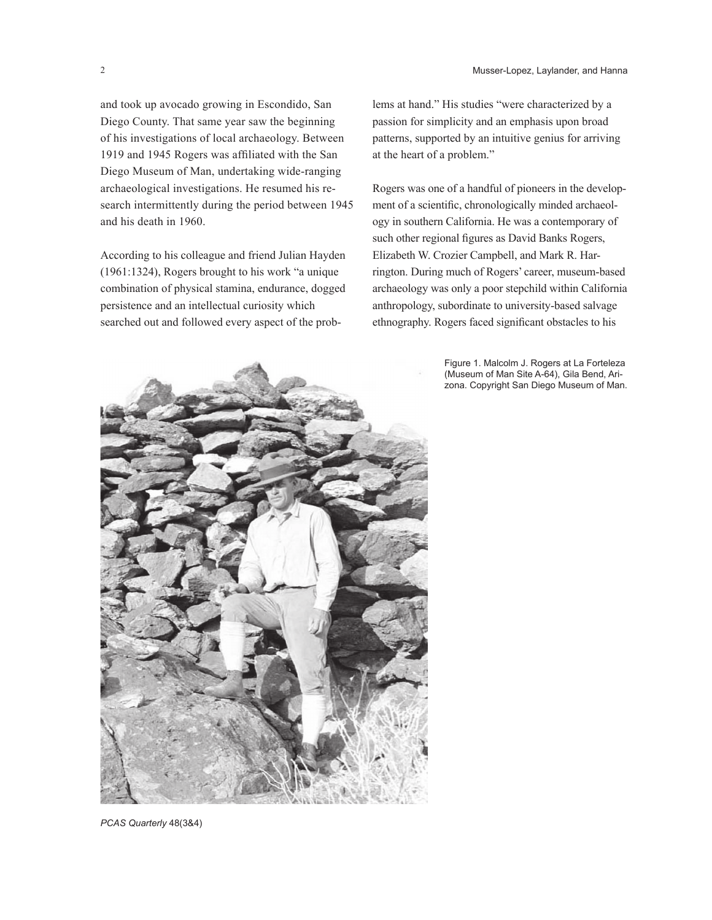and took up avocado growing in Escondido, San Diego County. That same year saw the beginning of his investigations of local archaeology. Between 1919 and 1945 Rogers was affiliated with the San Diego Museum of Man, undertaking wide-ranging archaeological investigations. He resumed his research intermittently during the period between 1945 and his death in 1960.

According to his colleague and friend Julian Hayden (1961:1324), Rogers brought to his work "a unique combination of physical stamina, endurance, dogged persistence and an intellectual curiosity which searched out and followed every aspect of the problems at hand." His studies "were characterized by a passion for simplicity and an emphasis upon broad patterns, supported by an intuitive genius for arriving at the heart of a problem."

Rogers was one of a handful of pioneers in the development of a scientific, chronologically minded archaeology in southern California. He was a contemporary of such other regional figures as David Banks Rogers, Elizabeth W. Crozier Campbell, and Mark R. Harrington. During much of Rogers' career, museum-based archaeology was only a poor stepchild within California anthropology, subordinate to university-based salvage ethnography. Rogers faced significant obstacles to his

Figure 1. Malcolm J. Rogers at La Forteleza (Museum of Man Site A-64), Gila Bend, Arizona. Copyright San Diego Museum of Man.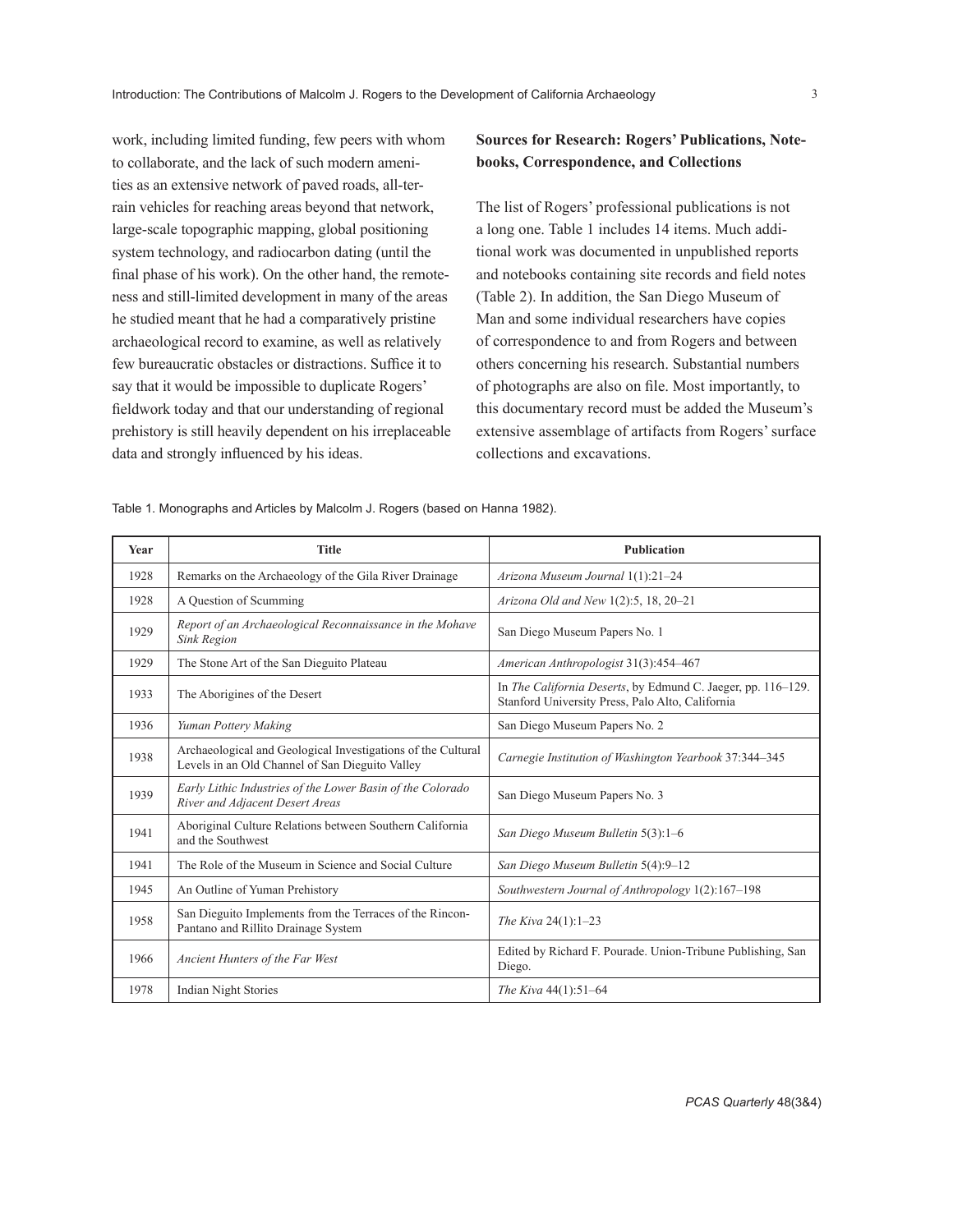work, including limited funding, few peers with whom to collaborate, and the lack of such modern amenities as an extensive network of paved roads, all-terrain vehicles for reaching areas beyond that network, large-scale topographic mapping, global positioning system technology, and radiocarbon dating (until the final phase of his work). On the other hand, the remoteness and still-limited development in many of the areas he studied meant that he had a comparatively pristine archaeological record to examine, as well as relatively few bureaucratic obstacles or distractions. Suffice it to say that it would be impossible to duplicate Rogers' fieldwork today and that our understanding of regional prehistory is still heavily dependent on his irreplaceable data and strongly influenced by his ideas.

## Sources for Research: Rogers' Publications, Notebooks, Correspondence, and Collections

The list of Rogers' professional publications is not a long one. Table 1 includes 14 items. Much additional work was documented in unpublished reports and notebooks containing site records and field notes (Table 2). In addition, the San Diego Museum of Man and some individual researchers have copies of correspondence to and from Rogers and between others concerning his research. Substantial numbers of photographs are also on file. Most importantly, to this documentary record must be added the Museum's extensive assemblage of artifacts from Rogers' surface collections and excavations.

Table 1. Monographs and Articles by Malcolm J. Rogers (based on Hanna 1982).

| Year | Title | Publication |
|---|---|---|
| 1928 | Remarks on the Archaeology of the Gila River Drainage | *Arizona Museum Journal* 1(1):21–24 |
| 1928 | A Question of Scumming | *Arizona Old and New* 1(2):5, 18, 20–21 |
| 1929 | *Report of an Archaeological Reconnaissance in the Mohave Sink Region* | San Diego Museum Papers No. 1 |
| 1929 | The Stone Art of the San Dieguito Plateau | *American Anthropologist* 31(3):454–467 |
| 1933 | The Aborigines of the Desert | In *The California Deserts*, by Edmund C. Jaeger, pp. 116–129. Stanford University Press, Palo Alto, California |
| 1936 | *Yuman Pottery Making* | San Diego Museum Papers No. 2 |
| 1938 | Archaeological and Geological Investigations of the Cultural Levels in an Old Channel of San Dieguito Valley | *Carnegie Institution of Washington Yearbook* 37:344–345 |
| 1939 | *Early Lithic Industries of the Lower Basin of the Colorado River and Adjacent Desert Areas* | San Diego Museum Papers No. 3 |
| 1941 | Aboriginal Culture Relations between Southern California and the Southwest | *San Diego Museum Bulletin* 5(3):1–6 |
| 1941 | The Role of the Museum in Science and Social Culture | *San Diego Museum Bulletin* 5(4):9–12 |
| 1945 | An Outline of Yuman Prehistory | *Southwestern Journal of Anthropology* 1(2):167–198 |
| 1958 | San Dieguito Implements from the Terraces of the Rincon-Pantano and Rillito Drainage System | *The Kiva* 24(1):1–23 |
| 1966 | *Ancient Hunters of the Far West* | Edited by Richard F. Pourade. Union-Tribune Publishing, San Diego. |
| 1978 | Indian Night Stories | *The Kiva* 44(1):51–64 |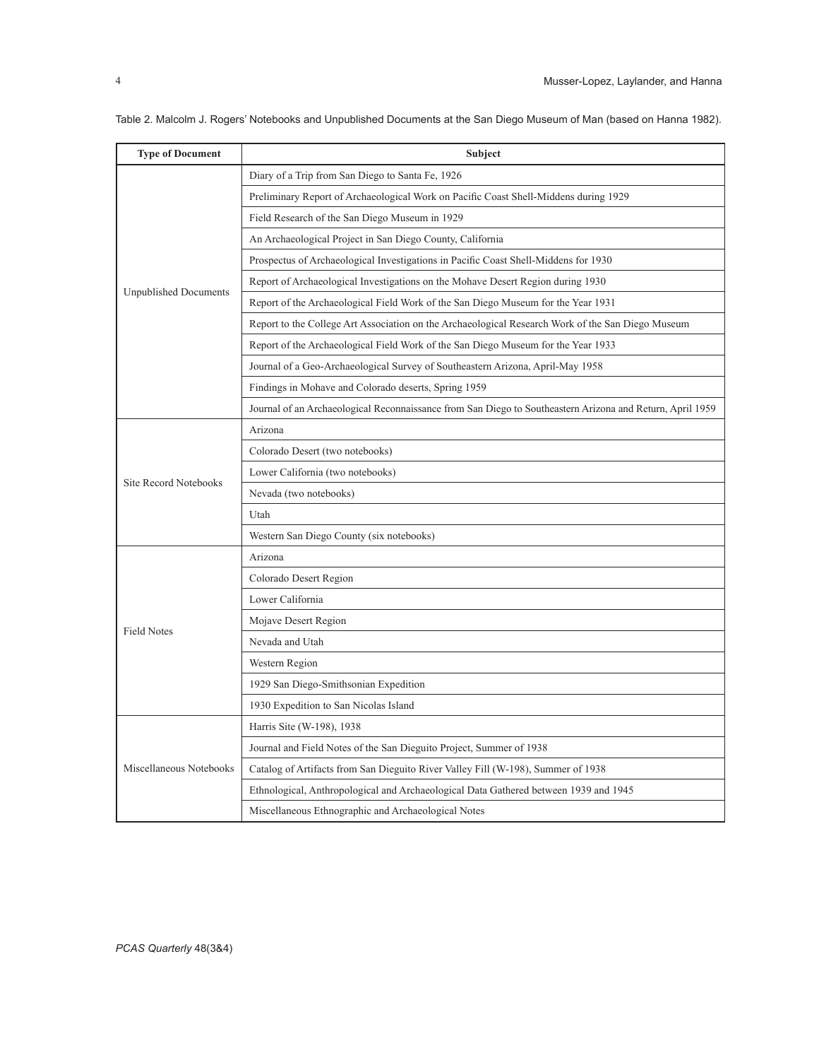Table 2. Malcolm J. Rogers' Notebooks and Unpublished Documents at the San Diego Museum of Man (based on Hanna 1982).

| Type of Document | Subject |
|---|---|
| Unpublished Documents | Diary of a Trip from San Diego to Santa Fe, 1926 |
| | Preliminary Report of Archaeological Work on Pacific Coast Shell-Middens during 1929 |
| | Field Research of the San Diego Museum in 1929 |
| | An Archaeological Project in San Diego County, California |
| | Prospectus of Archaeological Investigations in Pacific Coast Shell-Middens for 1930 |
| | Report of Archaeological Investigations on the Mohave Desert Region during 1930 |
| | Report of the Archaeological Field Work of the San Diego Museum for the Year 1931 |
| | Report to the College Art Association on the Archaeological Research Work of the San Diego Museum |
| | Report of the Archaeological Field Work of the San Diego Museum for the Year 1933 |
| | Journal of a Geo-Archaeological Survey of Southeastern Arizona, April-May 1958 |
| | Findings in Mohave and Colorado deserts, Spring 1959 |
| | Journal of an Archaeological Reconnaissance from San Diego to Southeastern Arizona and Return, April 1959 |
| Site Record Notebooks | Arizona |
| | Colorado Desert (two notebooks) |
| | Lower California (two notebooks) |
| | Nevada (two notebooks) |
| | Utah |
| | Western San Diego County (six notebooks) |
| Field Notes | Arizona |
| | Colorado Desert Region |
| | Lower California |
| | Mojave Desert Region |
| | Nevada and Utah |
| | Western Region |
| | 1929 San Diego-Smithsonian Expedition |
| | 1930 Expedition to San Nicolas Island |
| Miscellaneous Notebooks | Harris Site (W-198), 1938 |
| | Journal and Field Notes of the San Dieguito Project, Summer of 1938 |
| | Catalog of Artifacts from San Dieguito River Valley Fill (W-198), Summer of 1938 |
| | Ethnological, Anthropological and Archaeological Data Gathered between 1939 and 1945 |
| | Miscellaneous Ethnographic and Archaeological Notes |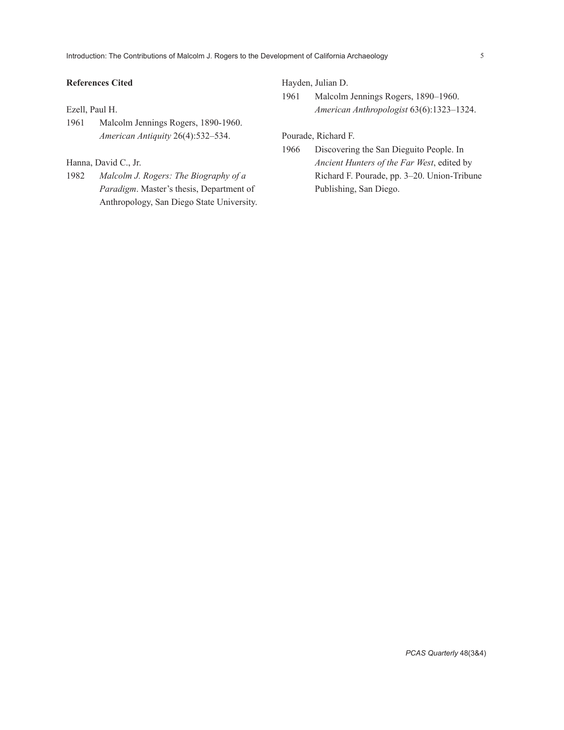**References Cited**

Ezell, Paul H.

1961 Malcolm Jennings Rogers, 1890-1960. *American Antiquity* 26(4):532–534.

Hanna, David C., Jr.

1982 *Malcolm J. Rogers: The Biography of a Paradigm*. Master's thesis, Department of Anthropology, San Diego State University.

Hayden, Julian D.

1961 Malcolm Jennings Rogers, 1890–1960. *American Anthropologist* 63(6):1323–1324.

Pourade, Richard F.

1966 Discovering the San Dieguito People. In *Ancient Hunters of the Far West*, edited by Richard F. Pourade, pp. 3–20. Union-Tribune Publishing, San Diego.